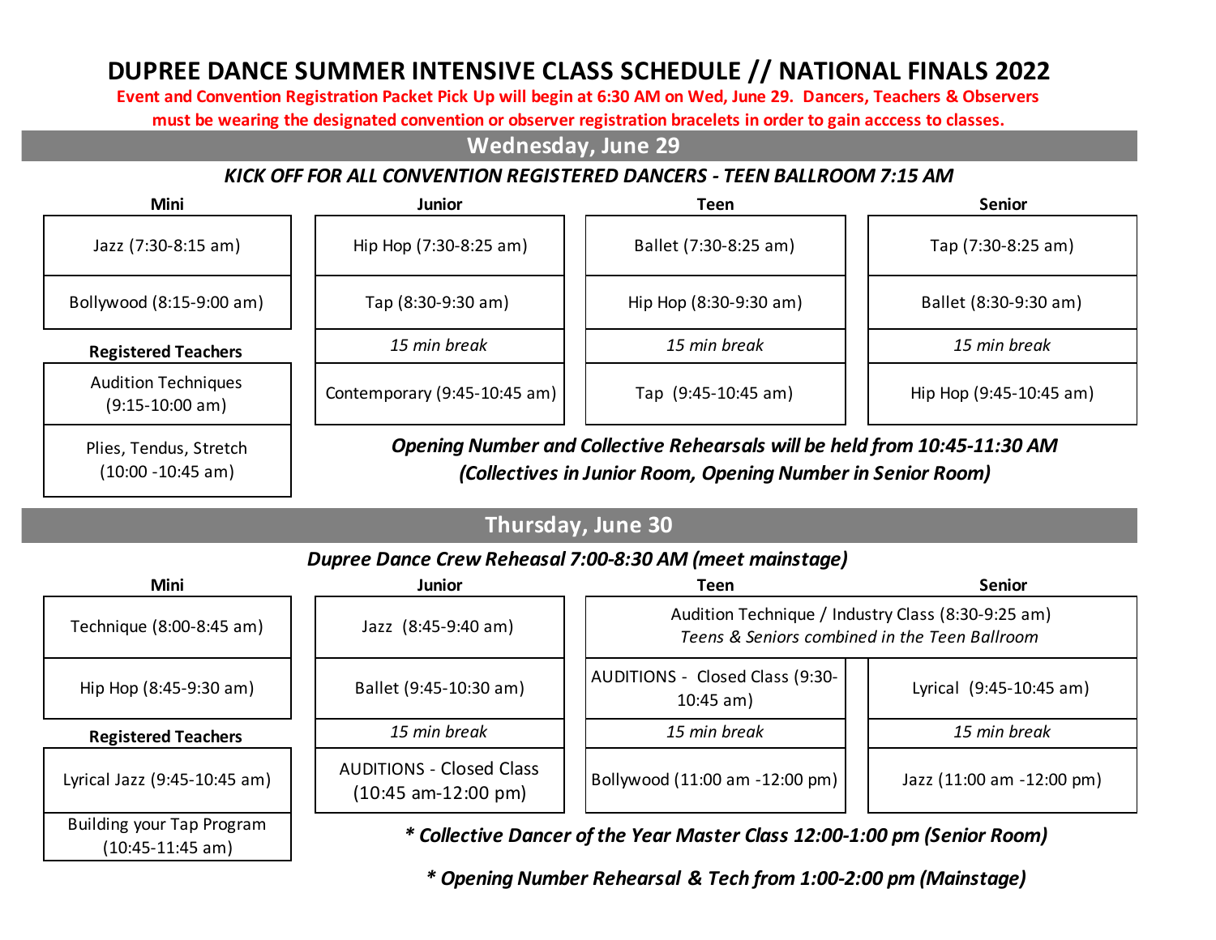# DUPREE DANCE SUMMER INTENSIVE CLASS SCHEDULE // NATIONAL FINALS 2022

**Event and Convention Registration Packet Pick Up will begin at 6:30 AM on Wed, June 29. Dancers, Teachers & Observers must be wearing the designated convention or observer registration bracelets in order to gain acccess to classes.**

## Wednesday, June 29

***KICK OFF FOR ALL CONVENTION REGISTERED DANCERS - TEEN BALLROOM 7:15 AM***

| Mini | Junior | Teen | Senior |
|---|---|---|---|
| Jazz (7:30-8:15 am) | Hip Hop (7:30-8:25 am) | Ballet (7:30-8:25 am) | Tap (7:30-8:25 am) |
| Bollywood (8:15-9:00 am) | Tap (8:30-9:30 am) | Hip Hop (8:30-9:30 am) | Ballet (8:30-9:30 am) |
| | *15 min break* | *15 min break* | *15 min break* |
| | Contemporary (9:45-10:45 am) | Tap (9:45-10:45 am) | Hip Hop (9:45-10:45 am) |

**Registered Teachers**

| Registered Teachers |
|---|
| Audition Techniques (9:15-10:00 am) |
| Plies, Tendus, Stretch (10:00 -10:45 am) |

***Opening Number and Collective Rehearsals will be held from 10:45-11:30 AM (Collectives in Junior Room, Opening Number in Senior Room)***

## Thursday, June 30

***Dupree Dance Crew Reheasal 7:00-8:30 AM (meet mainstage)***

| Mini | Junior | Teen | Senior |
|---|---|---|---|
| Technique (8:00-8:45 am) | Jazz (8:45-9:40 am) | Audition Technique / Industry Class (8:30-9:25 am) *Teens & Seniors combined in the Teen Ballroom* | |
| Hip Hop (8:45-9:30 am) | Ballet (9:45-10:30 am) | AUDITIONS - Closed Class (9:30-10:45 am) | Lyrical (9:45-10:45 am) |
| | *15 min break* | *15 min break* | *15 min break* |
| | AUDITIONS - Closed Class (10:45 am-12:00 pm) | Bollywood (11:00 am -12:00 pm) | Jazz (11:00 am -12:00 pm) |

| Registered Teachers |
|---|
| Lyrical Jazz (9:45-10:45 am) |
| Building your Tap Program (10:45-11:45 am) |

***\* Collective Dancer of the Year Master Class 12:00-1:00 pm (Senior Room)***

***\* Opening Number Rehearsal & Tech from 1:00-2:00 pm (Mainstage)***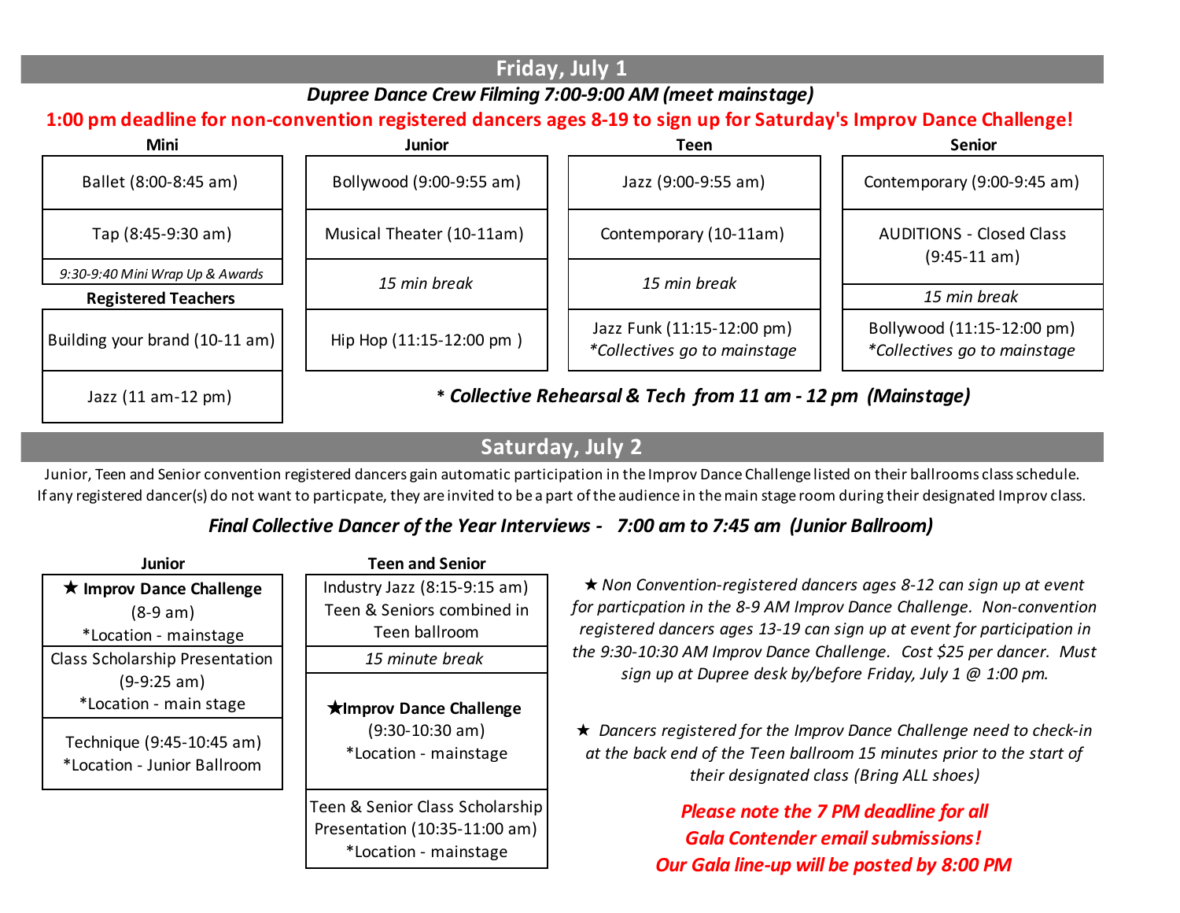## Friday, July 1

***Dupree Dance Crew Filming 7:00-9:00 AM (meet mainstage)***

**1:00 pm deadline for non-convention registered dancers ages 8-19 to sign up for Saturday's Improv Dance Challenge!**

| Mini | Junior | Teen | Senior |
|---|---|---|---|
| Ballet (8:00-8:45 am) | Bollywood (9:00-9:55 am) | Jazz (9:00-9:55 am) | Contemporary (9:00-9:45 am) |
| Tap (8:45-9:30 am) | Musical Theater (10-11am) | Contemporary (10-11am) | AUDITIONS - Closed Class (9:45-11 am) |
| *9:30-9:40 Mini Wrap Up & Awards* | *15 min break* | *15 min break* | *15 min break* |
| **Registered Teachers** | | | |
| Building your brand (10-11 am) | Hip Hop (11:15-12:00 pm ) | Jazz Funk (11:15-12:00 pm) *\*Collectives go to mainstage* | Bollywood (11:15-12:00 pm) *\*Collectives go to mainstage* |
| Jazz (11 am-12 pm) | | | |

***\* Collective Rehearsal & Tech from 11 am - 12 pm (Mainstage)***

## Saturday, July 2

Junior, Teen and Senior convention registered dancers gain automatic participation in the Improv Dance Challenge listed on their ballrooms class schedule. If any registered dancer(s) do not want to particpate, they are invited to be a part of the audience in the main stage room during their designated Improv class.

***Final Collective Dancer of the Year Interviews - 7:00 am to 7:45 am (Junior Ballroom)***

| Junior | Teen and Senior |
|---|---|
| ★ **Improv Dance Challenge** (8-9 am) \*Location - mainstage | Industry Jazz (8:15-9:15 am) Teen & Seniors combined in Teen ballroom |
| Class Scholarship Presentation (9-9:25 am) \*Location - main stage | *15 minute break* |
| Technique (9:45-10:45 am) \*Location - Junior Ballroom | ★**Improv Dance Challenge** (9:30-10:30 am) \*Location - mainstage |
| | Teen & Senior Class Scholarship Presentation (10:35-11:00 am) \*Location - mainstage |

★ *Non Convention-registered dancers ages 8-12 can sign up at event for particpation in the 8-9 AM Improv Dance Challenge. Non-convention registered dancers ages 13-19 can sign up at event for participation in the 9:30-10:30 AM Improv Dance Challenge. Cost $25 per dancer. Must sign up at Dupree desk by/before Friday, July 1 @ 1:00 pm.*

★ *Dancers registered for the Improv Dance Challenge need to check-in at the back end of the Teen ballroom 15 minutes prior to the start of their designated class (Bring ALL shoes)*

***Please note the 7 PM deadline for all Gala Contender email submissions!***
***Our Gala line-up will be posted by 8:00 PM***